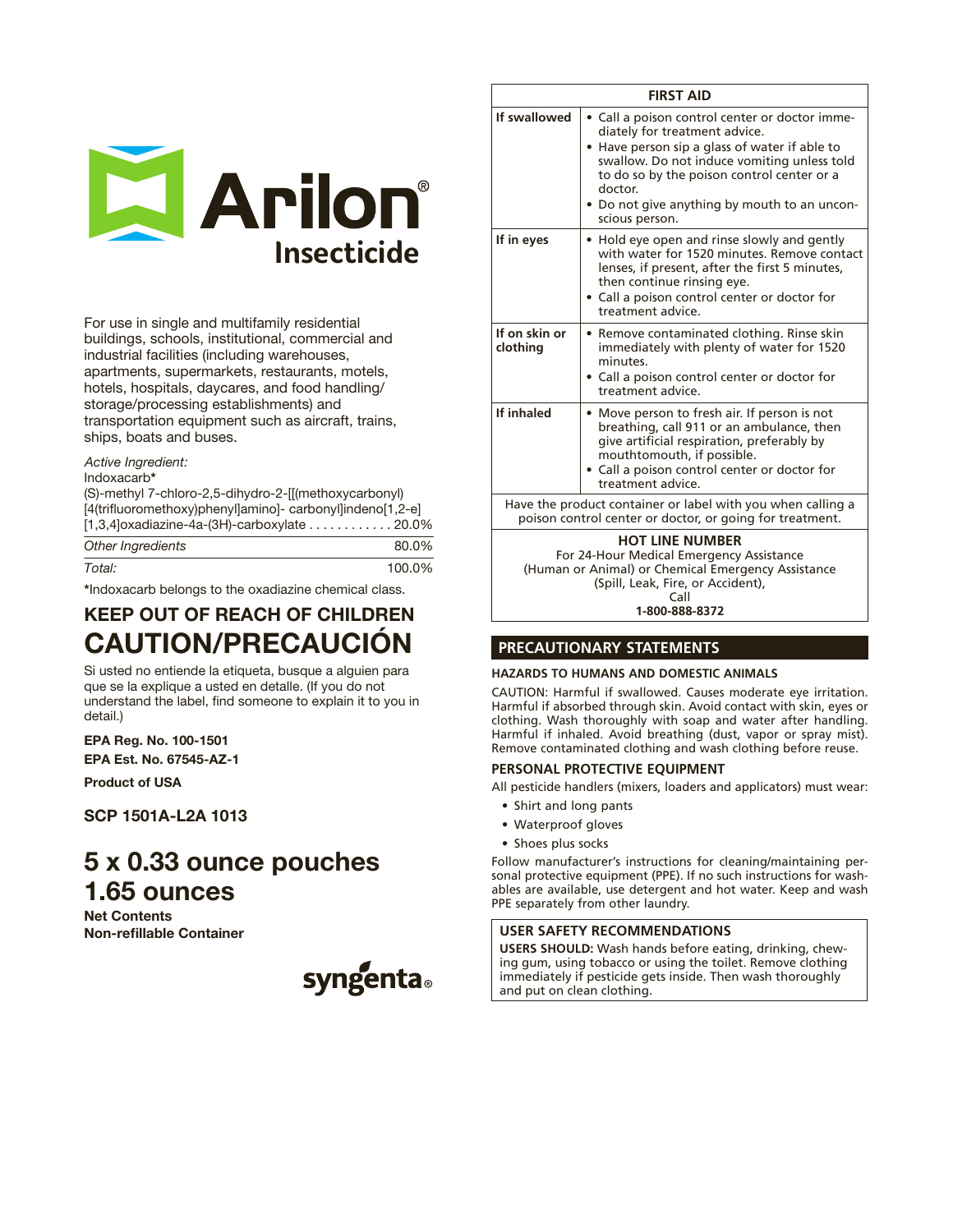# Arilon®

## Insecticide

For use in single and multifamily residential buildings, schools, institutional, commercial and industrial facilities (including warehouses, apartments, supermarkets, restaurants, motels, hotels, hospitals, daycares, and food handling/storage/processing establishments) and transportation equipment such as aircraft, trains, ships, boats and buses.

| | |
|---|---|
| *Active Ingredient:* | |
| Indoxacarb* | |
| (S)-methyl 7-chloro-2,5-dihydro-2-[[(methoxycarbonyl)[4(trifluoromethoxy)phenyl]amino]- carbonyl]indeno[1,2-e][1,3,4]oxadiazine-4a-(3H)-carboxylate | 20.0% |
| *Other Ingredients* | 80.0% |
| *Total:* | 100.0% |

*Indoxacarb belongs to the oxadiazine chemical class.

## KEEP OUT OF REACH OF CHILDREN

# CAUTION/PRECAUCIÓN

Si usted no entiende la etiqueta, busque a alguien para que se la explique a usted en detalle. (If you do not understand the label, find someone to explain it to you in detail.)

**EPA Reg. No. 100-1501**

**EPA Est. No. 67545-AZ-1**

**Product of USA**

**SCP 1501A-L2A 1013**

## 5 x 0.33 ounce pouches 1.65 ounces

**Net Contents**
**Non-refillable Container**

syngenta®

| FIRST AID | |
|---|---|
| **If swallowed** | • Call a poison control center or doctor immediately for treatment advice.<br>• Have person sip a glass of water if able to swallow. Do not induce vomiting unless told to do so by the poison control center or a doctor.<br>• Do not give anything by mouth to an unconscious person. |
| **If in eyes** | • Hold eye open and rinse slowly and gently with water for 1520 minutes. Remove contact lenses, if present, after the first 5 minutes, then continue rinsing eye.<br>• Call a poison control center or doctor for treatment advice. |
| **If on skin or clothing** | • Remove contaminated clothing. Rinse skin immediately with plenty of water for 1520 minutes.<br>• Call a poison control center or doctor for treatment advice. |
| **If inhaled** | • Move person to fresh air. If person is not breathing, call 911 or an ambulance, then give artificial respiration, preferably by mouthtomouth, if possible.<br>• Call a poison control center or doctor for treatment advice. |
| Have the product container or label with you when calling a poison control center or doctor, or going for treatment. | |

**HOT LINE NUMBER**
For 24-Hour Medical Emergency Assistance
(Human or Animal) or Chemical Emergency Assistance
(Spill, Leak, Fire, or Accident),
Call
**1-800-888-8372**

## PRECAUTIONARY STATEMENTS

### HAZARDS TO HUMANS AND DOMESTIC ANIMALS

CAUTION: Harmful if swallowed. Causes moderate eye irritation. Harmful if absorbed through skin. Avoid contact with skin, eyes or clothing. Wash thoroughly with soap and water after handling. Harmful if inhaled. Avoid breathing (dust, vapor or spray mist). Remove contaminated clothing and wash clothing before reuse.

### PERSONAL PROTECTIVE EQUIPMENT

All pesticide handlers (mixers, loaders and applicators) must wear:

- Shirt and long pants
- Waterproof gloves
- Shoes plus socks

Follow manufacturer's instructions for cleaning/maintaining personal protective equipment (PPE). If no such instructions for washables are available, use detergent and hot water. Keep and wash PPE separately from other laundry.

### USER SAFETY RECOMMENDATIONS

**USERS SHOULD:** Wash hands before eating, drinking, chewing gum, using tobacco or using the toilet. Remove clothing immediately if pesticide gets inside. Then wash thoroughly and put on clean clothing.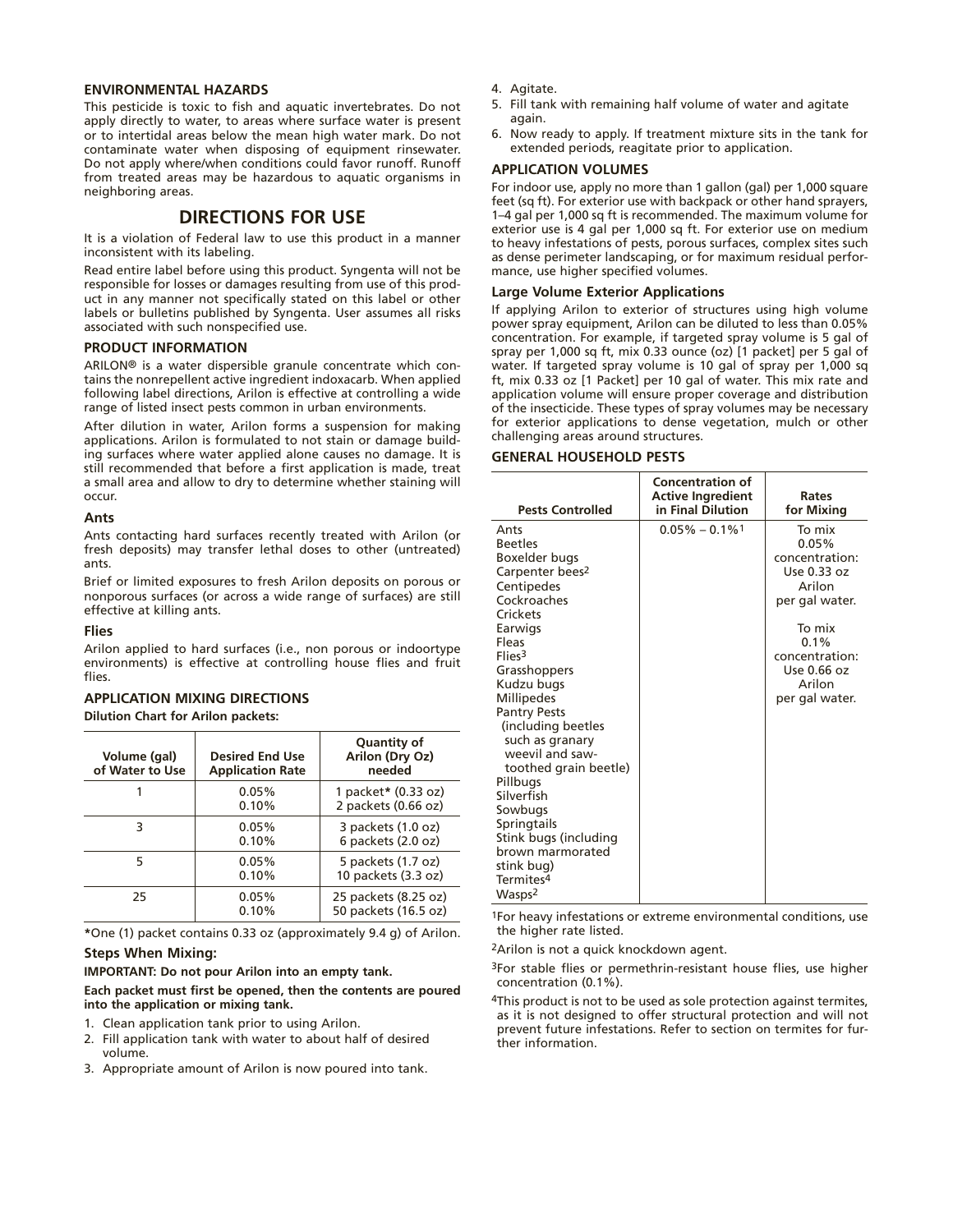## ENVIRONMENTAL HAZARDS

This pesticide is toxic to fish and aquatic invertebrates. Do not apply directly to water, to areas where surface water is present or to intertidal areas below the mean high water mark. Do not contaminate water when disposing of equipment rinsewater. Do not apply where/when conditions could favor runoff. Runoff from treated areas may be hazardous to aquatic organisms in neighboring areas.

# DIRECTIONS FOR USE

It is a violation of Federal law to use this product in a manner inconsistent with its labeling.

Read entire label before using this product. Syngenta will not be responsible for losses or damages resulting from use of this product in any manner not specifically stated on this label or other labels or bulletins published by Syngenta. User assumes all risks associated with such nonspecified use.

## PRODUCT INFORMATION

ARILON® is a water dispersible granule concentrate which contains the nonrepellent active ingredient indoxacarb. When applied following label directions, Arilon is effective at controlling a wide range of listed insect pests common in urban environments.

After dilution in water, Arilon forms a suspension for making applications. Arilon is formulated to not stain or damage building surfaces where water applied alone causes no damage. It is still recommended that before a first application is made, treat a small area and allow to dry to determine whether staining will occur.

### Ants

Ants contacting hard surfaces recently treated with Arilon (or fresh deposits) may transfer lethal doses to other (untreated) ants.

Brief or limited exposures to fresh Arilon deposits on porous or nonporous surfaces (or across a wide range of surfaces) are still effective at killing ants.

### Flies

Arilon applied to hard surfaces (i.e., non porous or indoortype environments) is effective at controlling house flies and fruit flies.

## APPLICATION MIXING DIRECTIONS

**Dilution Chart for Arilon packets:**

| Volume (gal) of Water to Use | Desired End Use Application Rate | Quantity of Arilon (Dry Oz) needed |
|---|---|---|
| 1 | 0.05%<br>0.10% | 1 packet* (0.33 oz)<br>2 packets (0.66 oz) |
| 3 | 0.05%<br>0.10% | 3 packets (1.0 oz)<br>6 packets (2.0 oz) |
| 5 | 0.05%<br>0.10% | 5 packets (1.7 oz)<br>10 packets (3.3 oz) |
| 25 | 0.05%<br>0.10% | 25 packets (8.25 oz)<br>50 packets (16.5 oz) |

*One (1) packet contains 0.33 oz (approximately 9.4 g) of Arilon.

### Steps When Mixing:

**IMPORTANT: Do not pour Arilon into an empty tank.**

**Each packet must first be opened, then the contents are poured into the application or mixing tank.**

1. Clean application tank prior to using Arilon.
2. Fill application tank with water to about half of desired volume.
3. Appropriate amount of Arilon is now poured into tank.
4. Agitate.
5. Fill tank with remaining half volume of water and agitate again.
6. Now ready to apply. If treatment mixture sits in the tank for extended periods, reagitate prior to application.

## APPLICATION VOLUMES

For indoor use, apply no more than 1 gallon (gal) per 1,000 square feet (sq ft). For exterior use with backpack or other hand sprayers, 1–4 gal per 1,000 sq ft is recommended. The maximum volume for exterior use is 4 gal per 1,000 sq ft. For exterior use on medium to heavy infestations of pests, porous surfaces, complex sites such as dense perimeter landscaping, or for maximum residual performance, use higher specified volumes.

### Large Volume Exterior Applications

If applying Arilon to exterior of structures using high volume power spray equipment, Arilon can be diluted to less than 0.05% concentration. For example, if targeted spray volume is 5 gal of spray per 1,000 sq ft, mix 0.33 ounce (oz) [1 packet] per 5 gal of water. If targeted spray volume is 10 gal of spray per 1,000 sq ft, mix 0.33 oz [1 Packet] per 10 gal of water. This mix rate and application volume will ensure proper coverage and distribution of the insecticide. These types of spray volumes may be necessary for exterior applications to dense vegetation, mulch or other challenging areas around structures.

## GENERAL HOUSEHOLD PESTS

| Pests Controlled | Concentration of Active Ingredient in Final Dilution | Rates for Mixing |
|---|---|---|
| Ants<br>Beetles<br>Boxelder bugs<br>Carpenter bees[2]<br>Centipedes<br>Cockroaches<br>Crickets<br>Earwigs<br>Fleas<br>Flies[3]<br>Grasshoppers<br>Kudzu bugs<br>Millipedes<br>Pantry Pests (including beetles such as granary weevil and saw-toothed grain beetle)<br>Pillbugs<br>Silverfish<br>Sowbugs<br>Springtails<br>Stink bugs (including brown marmorated stink bug)<br>Termites[4]<br>Wasps[2] | 0.05% – 0.1%[1] | To mix 0.05% concentration: Use 0.33 oz Arilon per gal water.<br><br>To mix 0.1% concentration: Use 0.66 oz Arilon per gal water. |

[1]For heavy infestations or extreme environmental conditions, use the higher rate listed.

[2]Arilon is not a quick knockdown agent.

[3]For stable flies or permethrin-resistant house flies, use higher concentration (0.1%).

[4]This product is not to be used as sole protection against termites, as it is not designed to offer structural protection and will not prevent future infestations. Refer to section on termites for further information.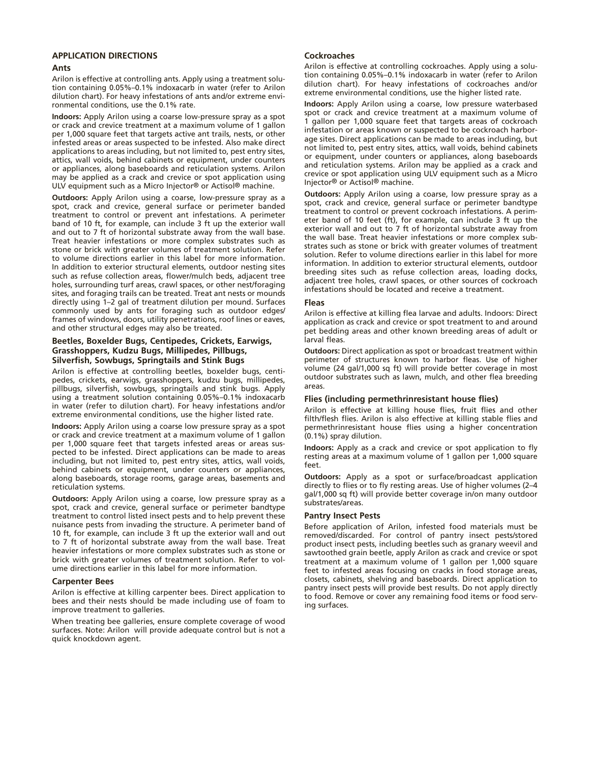## APPLICATION DIRECTIONS

### Ants

Arilon is effective at controlling ants. Apply using a treatment solution containing 0.05%–0.1% indoxacarb in water (refer to Arilon dilution chart). For heavy infestations of ants and/or extreme environmental conditions, use the 0.1% rate.

**Indoors:** Apply Arilon using a coarse low-pressure spray as a spot or crack and crevice treatment at a maximum volume of 1 gallon per 1,000 square feet that targets active ant trails, nests, or other infested areas or areas suspected to be infested. Also make direct applications to areas including, but not limited to, pest entry sites, attics, wall voids, behind cabinets or equipment, under counters or appliances, along baseboards and reticulation systems. Arilon may be applied as a crack and crevice or spot application using ULV equipment such as a Micro Injector® or Actisol® machine.

**Outdoors:** Apply Arilon using a coarse, low-pressure spray as a spot, crack and crevice, general surface or perimeter banded treatment to control or prevent ant infestations. A perimeter band of 10 ft, for example, can include 3 ft up the exterior wall and out to 7 ft of horizontal substrate away from the wall base. Treat heavier infestations or more complex substrates such as stone or brick with greater volumes of treatment solution. Refer to volume directions earlier in this label for more information. In addition to exterior structural elements, outdoor nesting sites such as refuse collection areas, flower/mulch beds, adjacent tree holes, surrounding turf areas, crawl spaces, or other nest/foraging sites, and foraging trails can be treated. Treat ant nests or mounds directly using 1–2 gal of treatment dilution per mound. Surfaces commonly used by ants for foraging such as outdoor edges/frames of windows, doors, utility penetrations, roof lines or eaves, and other structural edges may also be treated.

### Beetles, Boxelder Bugs, Centipedes, Crickets, Earwigs, Grasshoppers, Kudzu Bugs, Millipedes, Pillbugs, Silverfish, Sowbugs, Springtails and Stink Bugs

Arilon is effective at controlling beetles, boxelder bugs, centipedes, crickets, earwigs, grasshoppers, kudzu bugs, millipedes, pillbugs, silverfish, sowbugs, springtails and stink bugs. Apply using a treatment solution containing 0.05%–0.1% indoxacarb in water (refer to dilution chart). For heavy infestations and/or extreme environmental conditions, use the higher listed rate.

**Indoors:** Apply Arilon using a coarse low pressure spray as a spot or crack and crevice treatment at a maximum volume of 1 gallon per 1,000 square feet that targets infested areas or areas suspected to be infested. Direct applications can be made to areas including, but not limited to, pest entry sites, attics, wall voids, behind cabinets or equipment, under counters or appliances, along baseboards, storage rooms, garage areas, basements and reticulation systems.

**Outdoors:** Apply Arilon using a coarse, low pressure spray as a spot, crack and crevice, general surface or perimeter bandtype treatment to control listed insect pests and to help prevent these nuisance pests from invading the structure. A perimeter band of 10 ft, for example, can include 3 ft up the exterior wall and out to 7 ft of horizontal substrate away from the wall base. Treat heavier infestations or more complex substrates such as stone or brick with greater volumes of treatment solution. Refer to volume directions earlier in this label for more information.

### Carpenter Bees

Arilon is effective at killing carpenter bees. Direct application to bees and their nests should be made including use of foam to improve treatment to galleries.

When treating bee galleries, ensure complete coverage of wood surfaces. Note: Arilon will provide adequate control but is not a quick knockdown agent.

### Cockroaches

Arilon is effective at controlling cockroaches. Apply using a solution containing 0.05%–0.1% indoxacarb in water (refer to Arilon dilution chart). For heavy infestations of cockroaches and/or extreme environmental conditions, use the higher listed rate.

**Indoors:** Apply Arilon using a coarse, low pressure waterbased spot or crack and crevice treatment at a maximum volume of 1 gallon per 1,000 square feet that targets areas of cockroach infestation or areas known or suspected to be cockroach harborage sites. Direct applications can be made to areas including, but not limited to, pest entry sites, attics, wall voids, behind cabinets or equipment, under counters or appliances, along baseboards and reticulation systems. Arilon may be applied as a crack and crevice or spot application using ULV equipment such as a Micro Injector® or Actisol® machine.

**Outdoors:** Apply Arilon using a coarse, low pressure spray as a spot, crack and crevice, general surface or perimeter bandtype treatment to control or prevent cockroach infestations. A perimeter band of 10 feet (ft), for example, can include 3 ft up the exterior wall and out to 7 ft of horizontal substrate away from the wall base. Treat heavier infestations or more complex substrates such as stone or brick with greater volumes of treatment solution. Refer to volume directions earlier in this label for more information. In addition to exterior structural elements, outdoor breeding sites such as refuse collection areas, loading docks, adjacent tree holes, crawl spaces, or other sources of cockroach infestations should be located and receive a treatment.

### Fleas

Arilon is effective at killing flea larvae and adults. Indoors: Direct application as crack and crevice or spot treatment to and around pet bedding areas and other known breeding areas of adult or larval fleas.

**Outdoors:** Direct application as spot or broadcast treatment within perimeter of structures known to harbor fleas. Use of higher volume (24 gal/1,000 sq ft) will provide better coverage in most outdoor substrates such as lawn, mulch, and other flea breeding areas.

### Flies (including permethrinresistant house flies)

Arilon is effective at killing house flies, fruit flies and other filth/flesh flies. Arilon is also effective at killing stable flies and permethrinresistant house flies using a higher concentration (0.1%) spray dilution.

**Indoors:** Apply as a crack and crevice or spot application to fly resting areas at a maximum volume of 1 gallon per 1,000 square feet.

**Outdoors:** Apply as a spot or surface/broadcast application directly to flies or to fly resting areas. Use of higher volumes (2–4 gal/1,000 sq ft) will provide better coverage in/on many outdoor substrates/areas.

### Pantry Insect Pests

Before application of Arilon, infested food materials must be removed/discarded. For control of pantry insect pests/stored product insect pests, including beetles such as granary weevil and sawtoothed grain beetle, apply Arilon as crack and crevice or spot treatment at a maximum volume of 1 gallon per 1,000 square feet to infested areas focusing on cracks in food storage areas, closets, cabinets, shelving and baseboards. Direct application to pantry insect pests will provide best results. Do not apply directly to food. Remove or cover any remaining food items or food serving surfaces.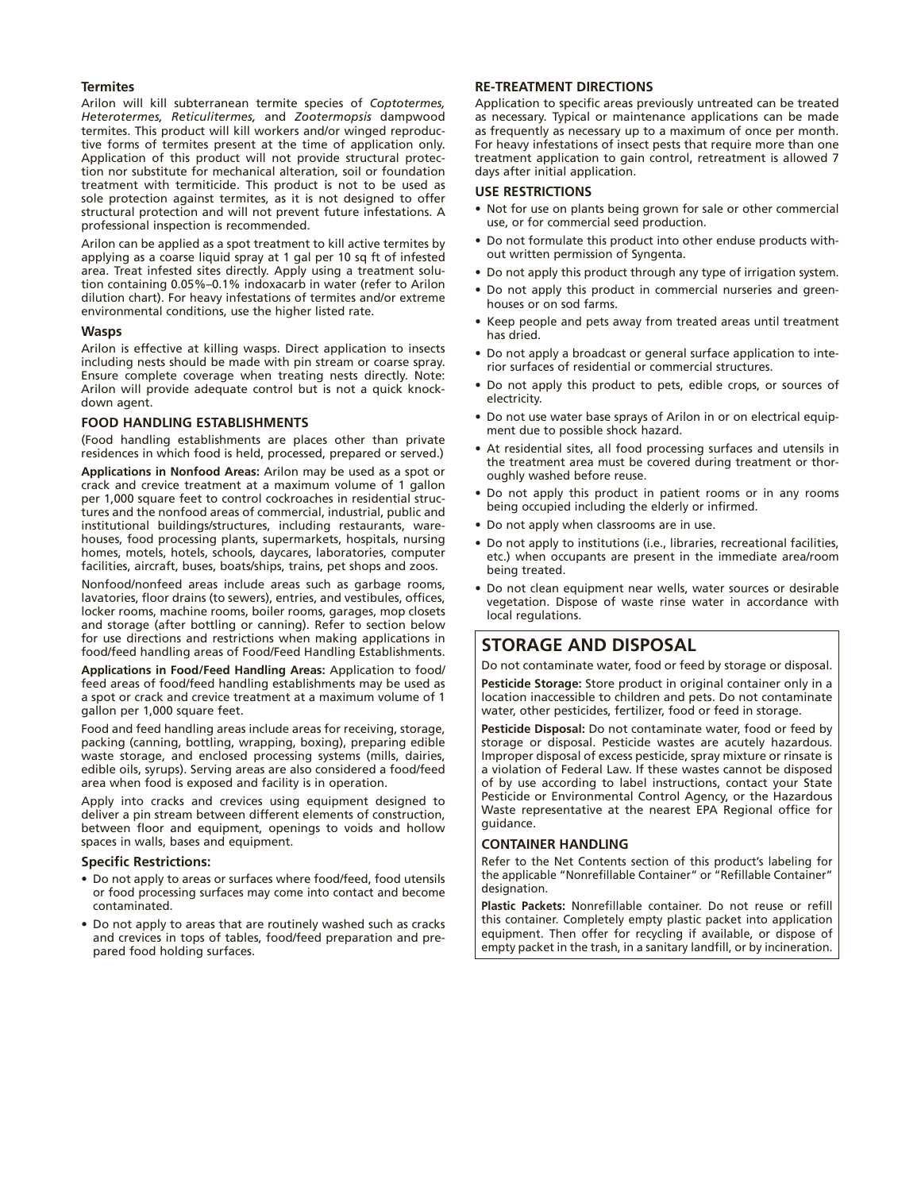### Termites

Arilon will kill subterranean termite species of *Coptotermes, Heterotermes, Reticulitermes,* and *Zootermopsis* dampwood termites. This product will kill workers and/or winged reproductive forms of termites present at the time of application only. Application of this product will not provide structural protection nor substitute for mechanical alteration, soil or foundation treatment with termiticide. This product is not to be used as sole protection against termites, as it is not designed to offer structural protection and will not prevent future infestations. A professional inspection is recommended.

Arilon can be applied as a spot treatment to kill active termites by applying as a coarse liquid spray at 1 gal per 10 sq ft of infested area. Treat infested sites directly. Apply using a treatment solution containing 0.05%–0.1% indoxacarb in water (refer to Arilon dilution chart). For heavy infestations of termites and/or extreme environmental conditions, use the higher listed rate.

### Wasps

Arilon is effective at killing wasps. Direct application to insects including nests should be made with pin stream or coarse spray. Ensure complete coverage when treating nests directly. Note: Arilon will provide adequate control but is not a quick knockdown agent.

### FOOD HANDLING ESTABLISHMENTS

(Food handling establishments are places other than private residences in which food is held, processed, prepared or served.)

**Applications in Nonfood Areas:** Arilon may be used as a spot or crack and crevice treatment at a maximum volume of 1 gallon per 1,000 square feet to control cockroaches in residential structures and the nonfood areas of commercial, industrial, public and institutional buildings/structures, including restaurants, warehouses, food processing plants, supermarkets, hospitals, nursing homes, motels, hotels, schools, daycares, laboratories, computer facilities, aircraft, buses, boats/ships, trains, pet shops and zoos.

Nonfood/nonfeed areas include areas such as garbage rooms, lavatories, floor drains (to sewers), entries, and vestibules, offices, locker rooms, machine rooms, boiler rooms, garages, mop closets and storage (after bottling or canning). Refer to section below for use directions and restrictions when making applications in food/feed handling areas of Food/Feed Handling Establishments.

**Applications in Food/Feed Handling Areas:** Application to food/feed areas of food/feed handling establishments may be used as a spot or crack and crevice treatment at a maximum volume of 1 gallon per 1,000 square feet.

Food and feed handling areas include areas for receiving, storage, packing (canning, bottling, wrapping, boxing), preparing edible waste storage, and enclosed processing systems (mills, dairies, edible oils, syrups). Serving areas are also considered a food/feed area when food is exposed and facility is in operation.

Apply into cracks and crevices using equipment designed to deliver a pin stream between different elements of construction, between floor and equipment, openings to voids and hollow spaces in walls, bases and equipment.

### Specific Restrictions:

- Do not apply to areas or surfaces where food/feed, food utensils or food processing surfaces may come into contact and become contaminated.
- Do not apply to areas that are routinely washed such as cracks and crevices in tops of tables, food/feed preparation and prepared food holding surfaces.

### RE-TREATMENT DIRECTIONS

Application to specific areas previously untreated can be treated as necessary. Typical or maintenance applications can be made as frequently as necessary up to a maximum of once per month. For heavy infestations of insect pests that require more than one treatment application to gain control, retreatment is allowed 7 days after initial application.

### USE RESTRICTIONS

- Not for use on plants being grown for sale or other commercial use, or for commercial seed production.
- Do not formulate this product into other enduse products without written permission of Syngenta.
- Do not apply this product through any type of irrigation system.
- Do not apply this product in commercial nurseries and greenhouses or on sod farms.
- Keep people and pets away from treated areas until treatment has dried.
- Do not apply a broadcast or general surface application to interior surfaces of residential or commercial structures.
- Do not apply this product to pets, edible crops, or sources of electricity.
- Do not use water base sprays of Arilon in or on electrical equipment due to possible shock hazard.
- At residential sites, all food processing surfaces and utensils in the treatment area must be covered during treatment or thoroughly washed before reuse.
- Do not apply this product in patient rooms or in any rooms being occupied including the elderly or infirmed.
- Do not apply when classrooms are in use.
- Do not apply to institutions (i.e., libraries, recreational facilities, etc.) when occupants are present in the immediate area/room being treated.
- Do not clean equipment near wells, water sources or desirable vegetation. Dispose of waste rinse water in accordance with local regulations.

## STORAGE AND DISPOSAL

Do not contaminate water, food or feed by storage or disposal.

**Pesticide Storage:** Store product in original container only in a location inaccessible to children and pets. Do not contaminate water, other pesticides, fertilizer, food or feed in storage.

**Pesticide Disposal:** Do not contaminate water, food or feed by storage or disposal. Pesticide wastes are acutely hazardous. Improper disposal of excess pesticide, spray mixture or rinsate is a violation of Federal Law. If these wastes cannot be disposed of by use according to label instructions, contact your State Pesticide or Environmental Control Agency, or the Hazardous Waste representative at the nearest EPA Regional office for guidance.

### CONTAINER HANDLING

Refer to the Net Contents section of this product's labeling for the applicable "Nonrefillable Container" or "Refillable Container" designation.

**Plastic Packets:** Nonrefillable container. Do not reuse or refill this container. Completely empty plastic packet into application equipment. Then offer for recycling if available, or dispose of empty packet in the trash, in a sanitary landfill, or by incineration.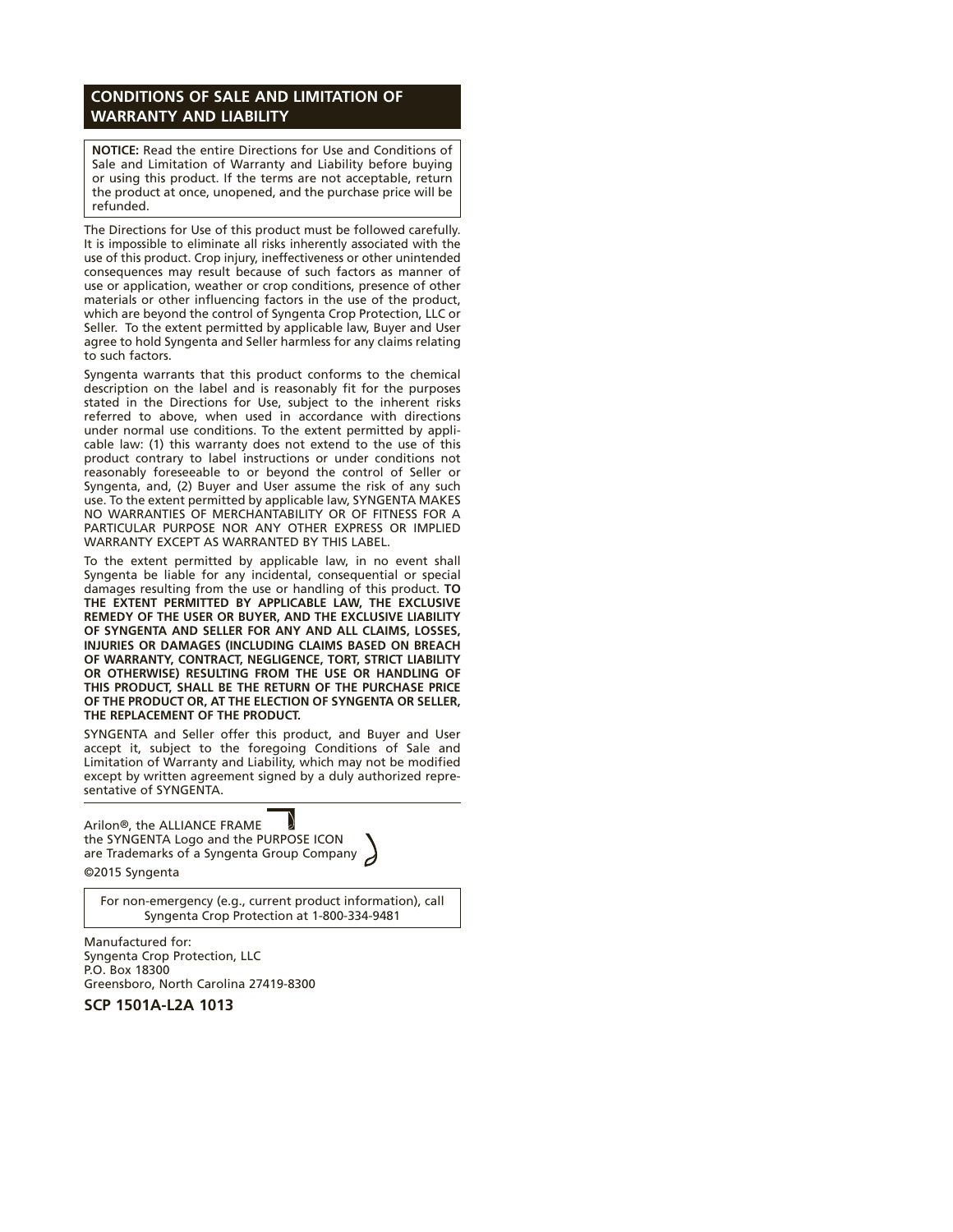## CONDITIONS OF SALE AND LIMITATION OF WARRANTY AND LIABILITY

**NOTICE:** Read the entire Directions for Use and Conditions of Sale and Limitation of Warranty and Liability before buying or using this product. If the terms are not acceptable, return the product at once, unopened, and the purchase price will be refunded.

The Directions for Use of this product must be followed carefully. It is impossible to eliminate all risks inherently associated with the use of this product. Crop injury, ineffectiveness or other unintended consequences may result because of such factors as manner of use or application, weather or crop conditions, presence of other materials or other influencing factors in the use of the product, which are beyond the control of Syngenta Crop Protection, LLC or Seller. To the extent permitted by applicable law, Buyer and User agree to hold Syngenta and Seller harmless for any claims relating to such factors.

Syngenta warrants that this product conforms to the chemical description on the label and is reasonably fit for the purposes stated in the Directions for Use, subject to the inherent risks referred to above, when used in accordance with directions under normal use conditions. To the extent permitted by applicable law: (1) this warranty does not extend to the use of this product contrary to label instructions or under conditions not reasonably foreseeable to or beyond the control of Seller or Syngenta, and, (2) Buyer and User assume the risk of any such use. To the extent permitted by applicable law, SYNGENTA MAKES NO WARRANTIES OF MERCHANTABILITY OR OF FITNESS FOR A PARTICULAR PURPOSE NOR ANY OTHER EXPRESS OR IMPLIED WARRANTY EXCEPT AS WARRANTED BY THIS LABEL.

To the extent permitted by applicable law, in no event shall Syngenta be liable for any incidental, consequential or special damages resulting from the use or handling of this product. **TO THE EXTENT PERMITTED BY APPLICABLE LAW, THE EXCLUSIVE REMEDY OF THE USER OR BUYER, AND THE EXCLUSIVE LIABILITY OF SYNGENTA AND SELLER FOR ANY AND ALL CLAIMS, LOSSES, INJURIES OR DAMAGES (INCLUDING CLAIMS BASED ON BREACH OF WARRANTY, CONTRACT, NEGLIGENCE, TORT, STRICT LIABILITY OR OTHERWISE) RESULTING FROM THE USE OR HANDLING OF THIS PRODUCT, SHALL BE THE RETURN OF THE PURCHASE PRICE OF THE PRODUCT OR, AT THE ELECTION OF SYNGENTA OR SELLER, THE REPLACEMENT OF THE PRODUCT.**

SYNGENTA and Seller offer this product, and Buyer and User accept it, subject to the foregoing Conditions of Sale and Limitation of Warranty and Liability, which may not be modified except by written agreement signed by a duly authorized representative of SYNGENTA.

Arilon®, the ALLIANCE FRAME
the SYNGENTA Logo and the PURPOSE ICON
are Trademarks of a Syngenta Group Company

©2015 Syngenta

For non-emergency (e.g., current product information), call Syngenta Crop Protection at 1-800-334-9481

Manufactured for:
Syngenta Crop Protection, LLC
P.O. Box 18300
Greensboro, North Carolina 27419-8300

**SCP 1501A-L2A 1013**